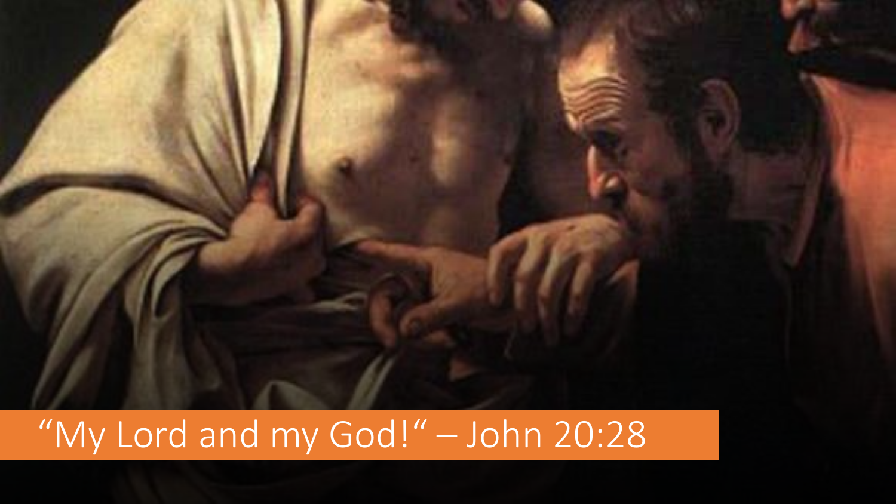"My Lord and my God!" – John 20:28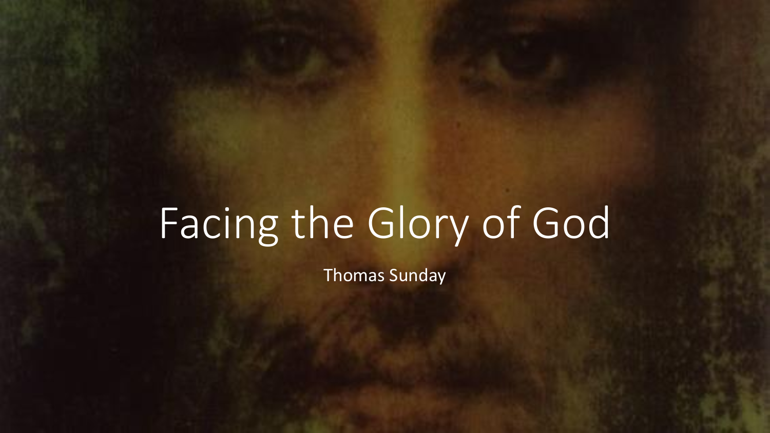# Facing the Glory of God

Thomas Sunday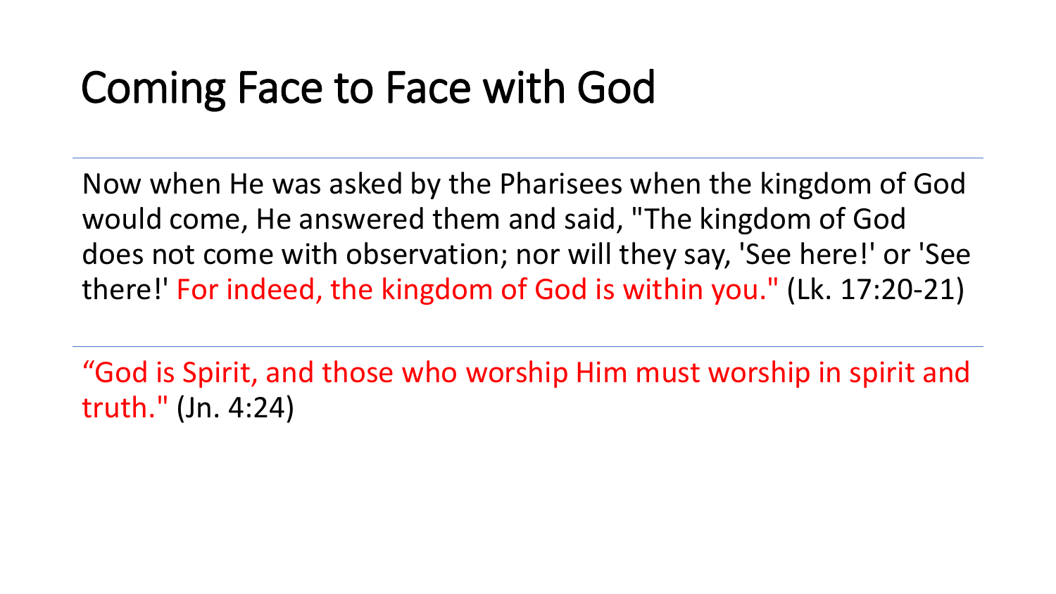# Coming Face to Face with God

---

Now when He was asked by the Pharisees when the kingdom of God would come, He answered them and said, "The kingdom of God does not come with observation; nor will they say, 'See here!' or 'See there!' For indeed, the kingdom of God is within you." (Lk. 17:20-21)

---

"God is Spirit, and those who worship Him must worship in spirit and truth." (Jn. 4:24)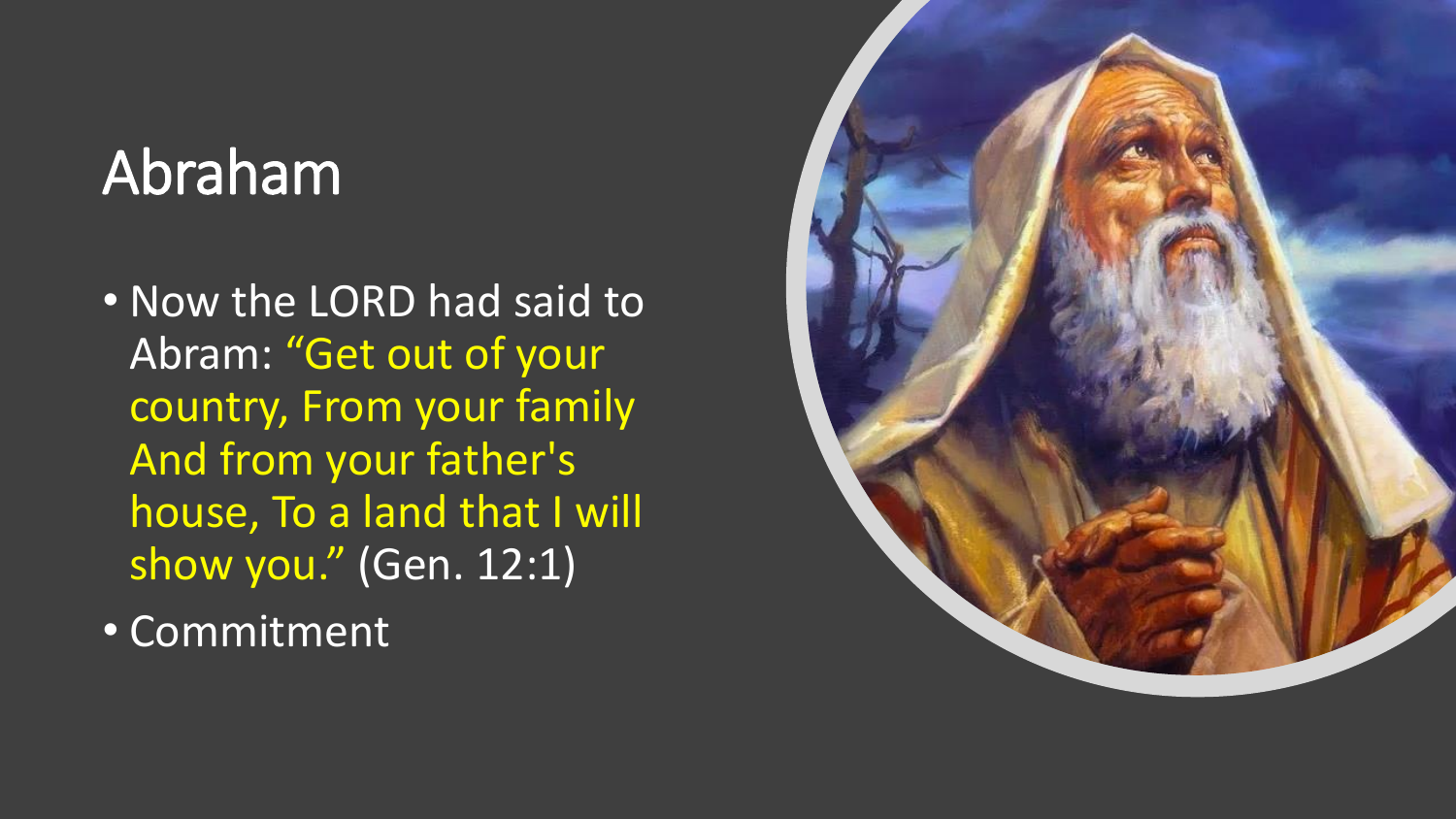# Abraham

- Now the LORD had said to Abram: "Get out of your country, From your family And from your father's house, To a land that I will show you." (Gen. 12:1)
- Commitment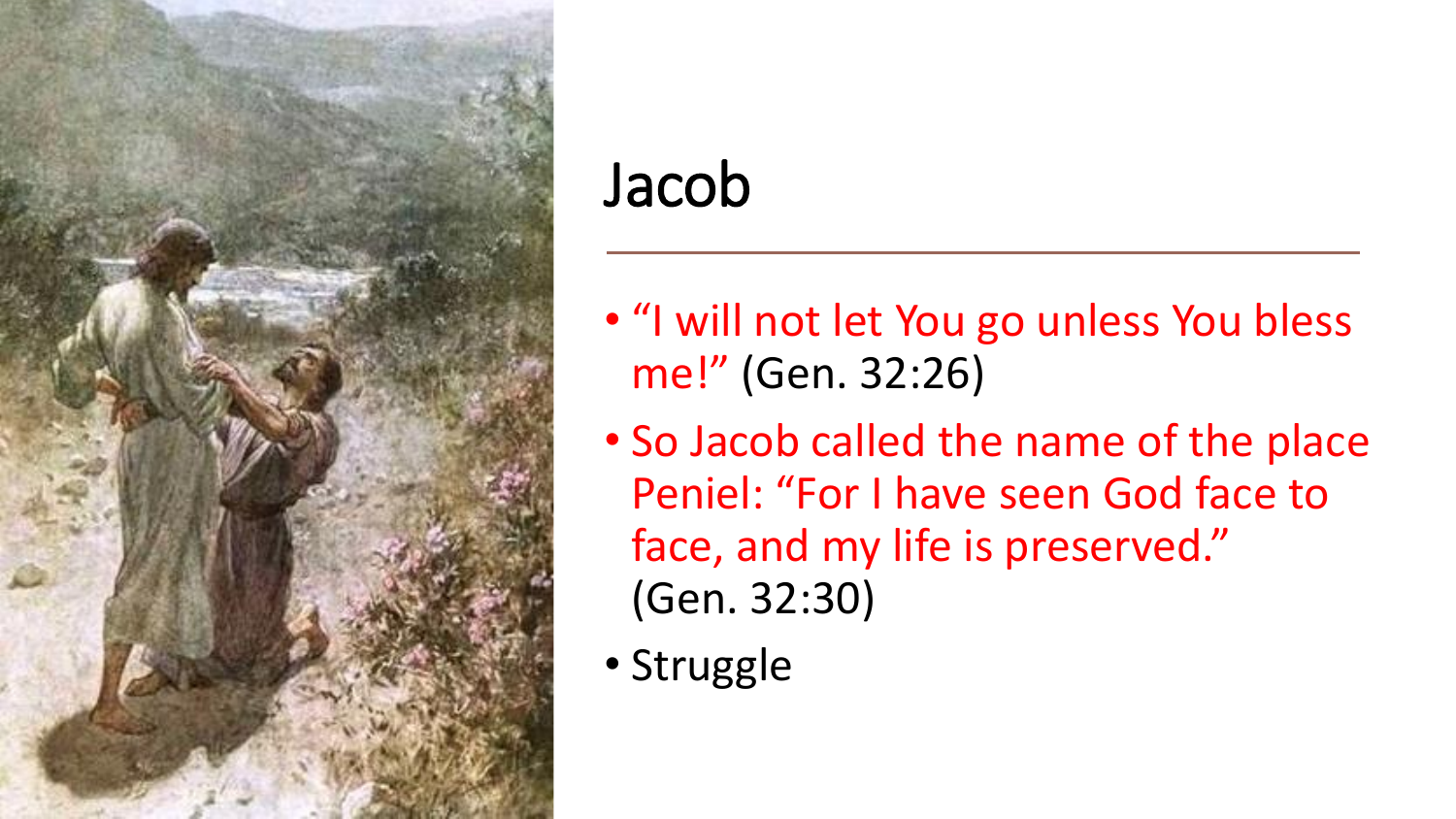# Jacob

- "I will not let You go unless You bless me!" (Gen. 32:26)
- So Jacob called the name of the place Peniel: "For I have seen God face to face, and my life is preserved." (Gen. 32:30)
- Struggle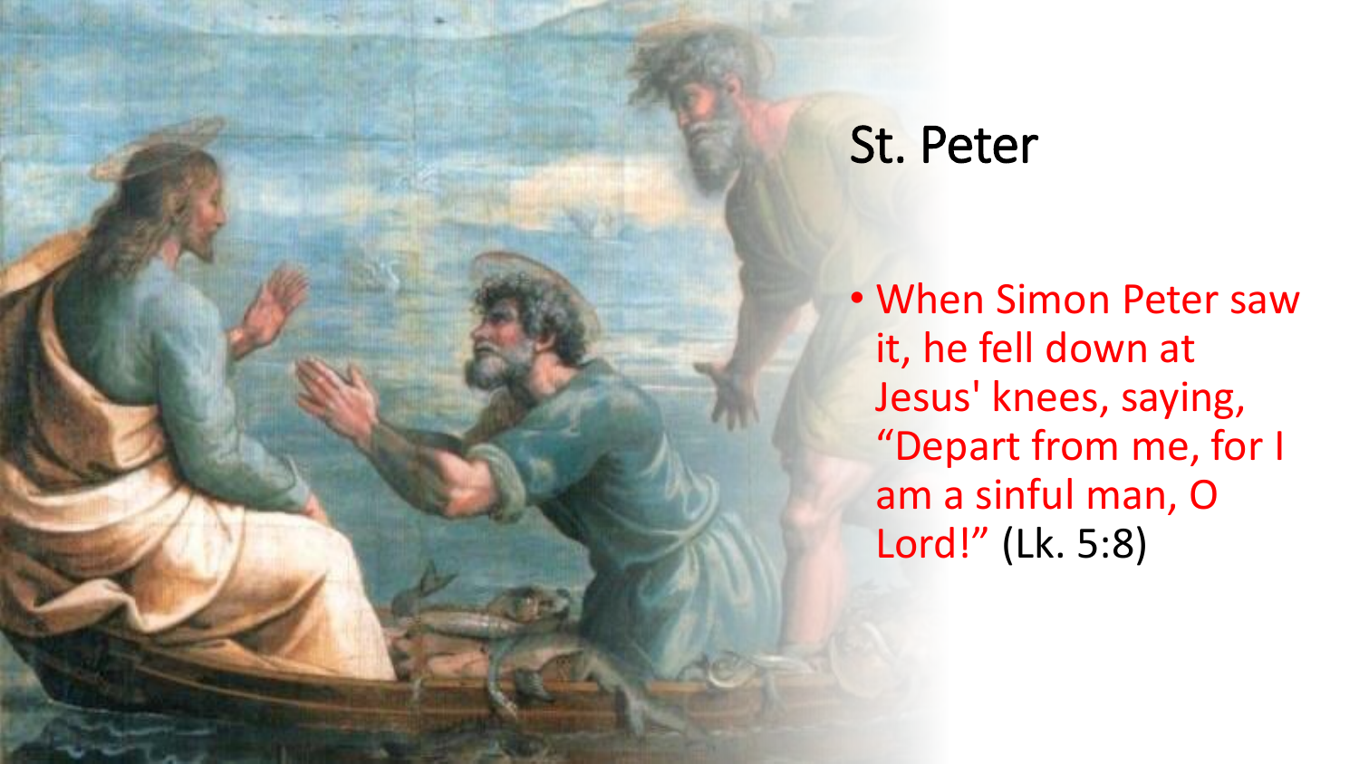# St. Peter

- When Simon Peter saw it, he fell down at Jesus' knees, saying, “Depart from me, for I am a sinful man, O Lord!” (Lk. 5:8)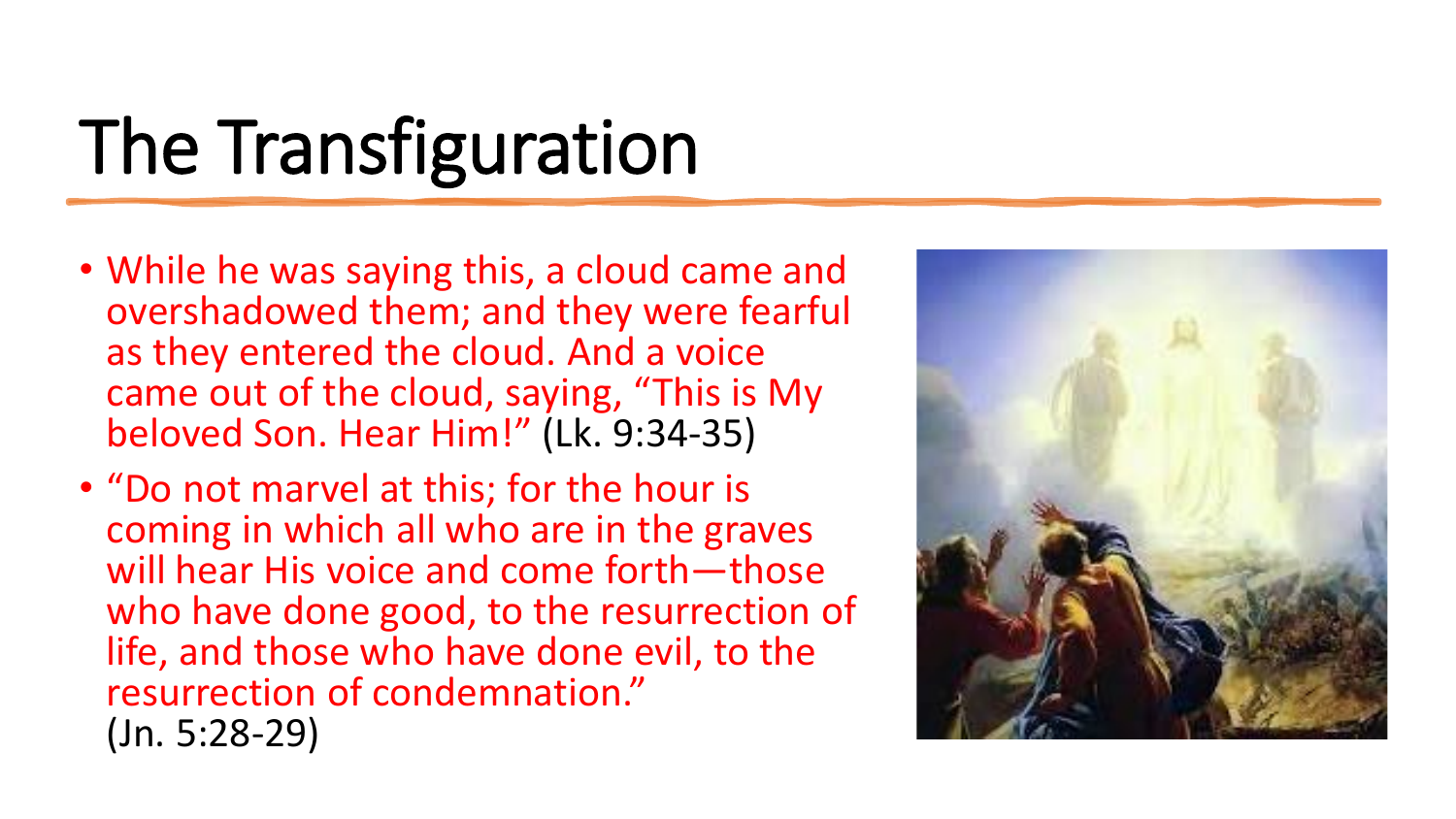# The Transfiguration

- While he was saying this, a cloud came and overshadowed them; and they were fearful as they entered the cloud. And a voice came out of the cloud, saying, "This is My beloved Son. Hear Him!" (Lk. 9:34-35)
- "Do not marvel at this; for the hour is coming in which all who are in the graves will hear His voice and come forth—those who have done good, to the resurrection of life, and those who have done evil, to the resurrection of condemnation." (Jn. 5:28-29)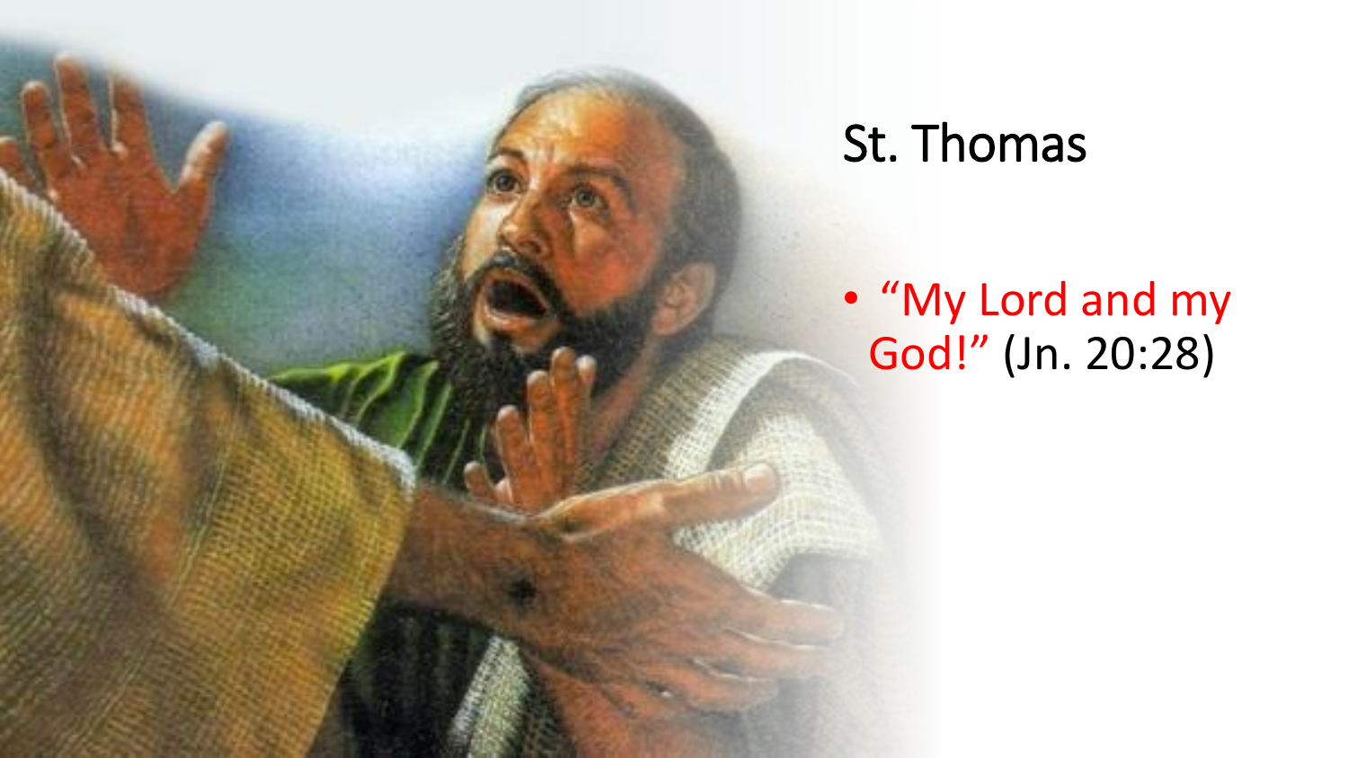# St. Thomas

- "My Lord and my God!" (Jn. 20:28)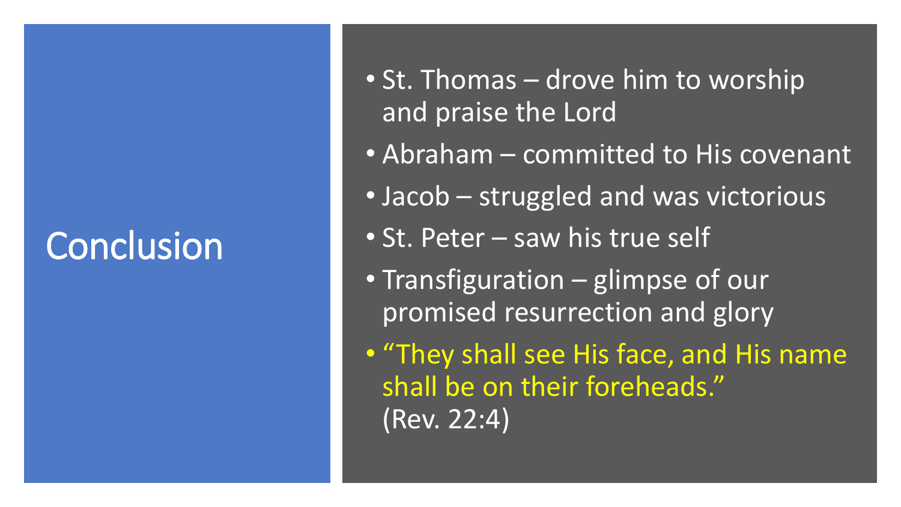# Conclusion

- St. Thomas – drove him to worship and praise the Lord
- Abraham – committed to His covenant
- Jacob – struggled and was victorious
- St. Peter – saw his true self
- Transfiguration – glimpse of our promised resurrection and glory
- "They shall see His face, and His name shall be on their foreheads." (Rev. 22:4)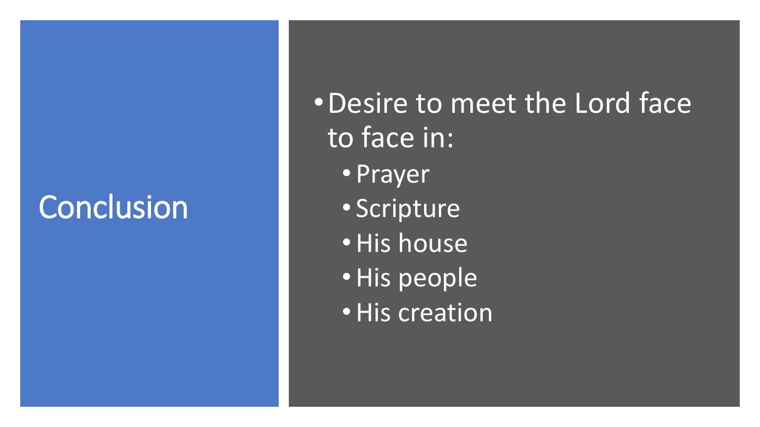# Conclusion

- Desire to meet the Lord face to face in:
  - Prayer
  - Scripture
  - His house
  - His people
  - His creation